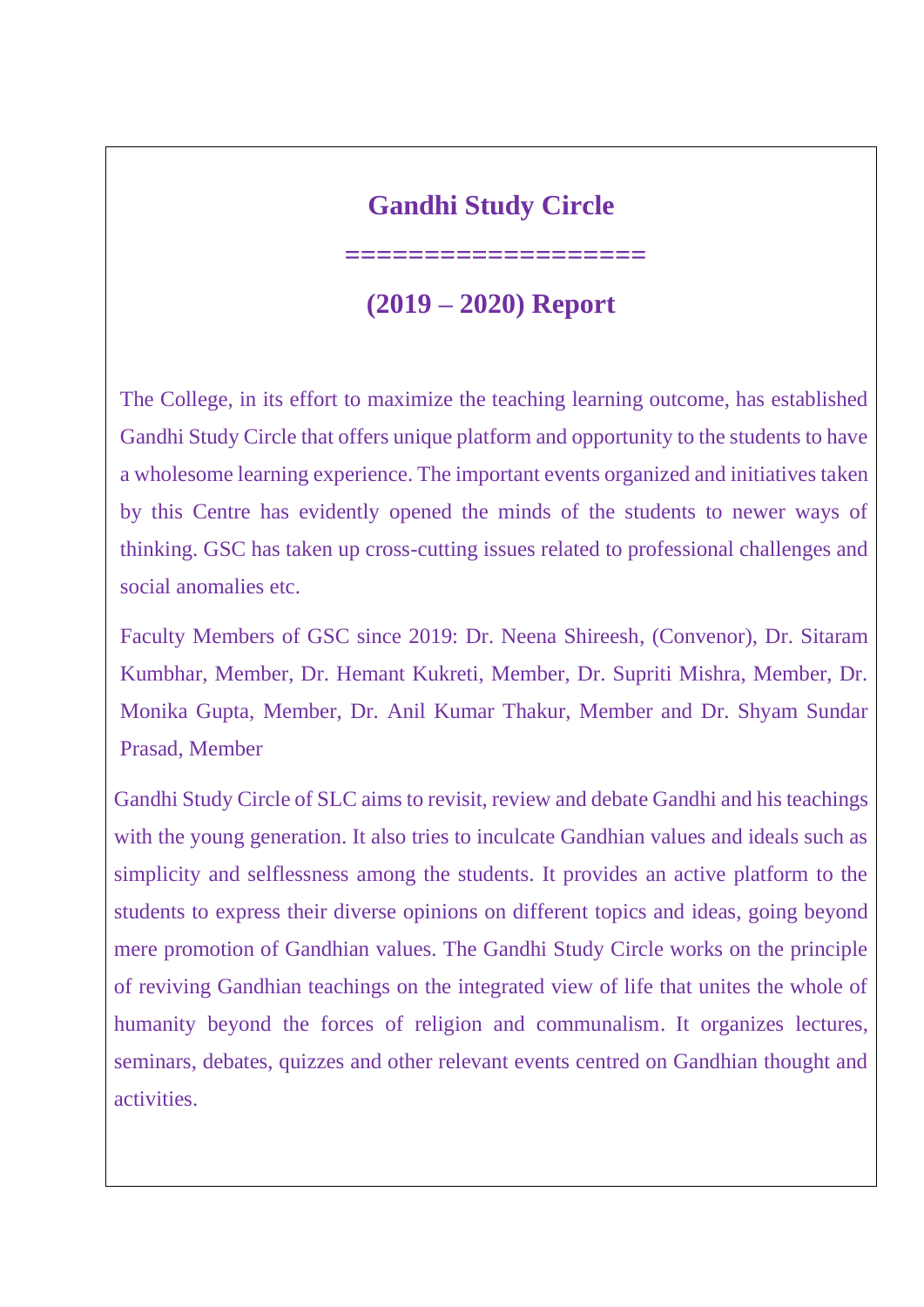# Gandhi Study Circle

==================

## (2019 – 2020) Report

The College, in its effort to maximize the teaching learning outcome, has established Gandhi Study Circle that offers unique platform and opportunity to the students to have a wholesome learning experience. The important events organized and initiatives taken by this Centre has evidently opened the minds of the students to newer ways of thinking. GSC has taken up cross-cutting issues related to professional challenges and social anomalies etc.

Faculty Members of GSC since 2019: Dr. Neena Shireesh, (Convenor), Dr. Sitaram Kumbhar, Member, Dr. Hemant Kukreti, Member, Dr. Supriti Mishra, Member, Dr. Monika Gupta, Member, Dr. Anil Kumar Thakur, Member and Dr. Shyam Sundar Prasad, Member

Gandhi Study Circle of SLC aims to revisit, review and debate Gandhi and his teachings with the young generation. It also tries to inculcate Gandhian values and ideals such as simplicity and selflessness among the students. It provides an active platform to the students to express their diverse opinions on different topics and ideas, going beyond mere promotion of Gandhian values. The Gandhi Study Circle works on the principle of reviving Gandhian teachings on the integrated view of life that unites the whole of humanity beyond the forces of religion and communalism. It organizes lectures, seminars, debates, quizzes and other relevant events centred on Gandhian thought and activities.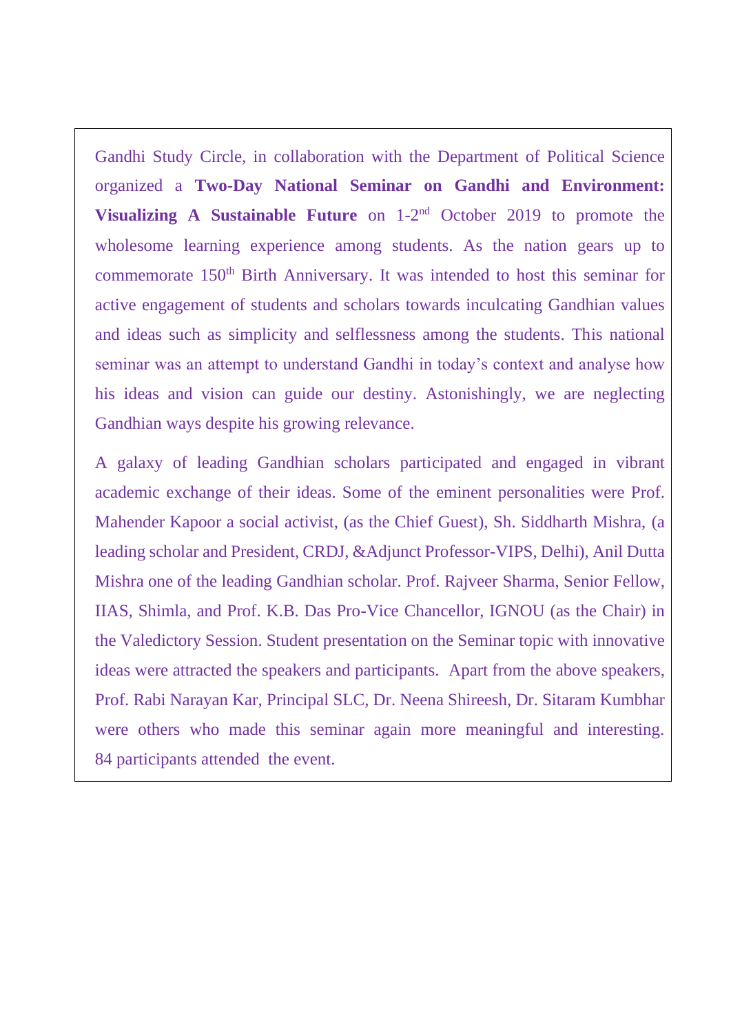Gandhi Study Circle, in collaboration with the Department of Political Science organized a **Two-Day National Seminar on Gandhi and Environment: Visualizing A Sustainable Future** on 1-2nd October 2019 to promote the wholesome learning experience among students. As the nation gears up to commemorate 150th Birth Anniversary. It was intended to host this seminar for active engagement of students and scholars towards inculcating Gandhian values and ideas such as simplicity and selflessness among the students. This national seminar was an attempt to understand Gandhi in today's context and analyse how his ideas and vision can guide our destiny. Astonishingly, we are neglecting Gandhian ways despite his growing relevance.

A galaxy of leading Gandhian scholars participated and engaged in vibrant academic exchange of their ideas. Some of the eminent personalities were Prof. Mahender Kapoor a social activist, (as the Chief Guest), Sh. Siddharth Mishra, (a leading scholar and President, CRDJ, &Adjunct Professor-VIPS, Delhi), Anil Dutta Mishra one of the leading Gandhian scholar. Prof. Rajveer Sharma, Senior Fellow, IIAS, Shimla, and Prof. K.B. Das Pro-Vice Chancellor, IGNOU (as the Chair) in the Valedictory Session. Student presentation on the Seminar topic with innovative ideas were attracted the speakers and participants. Apart from the above speakers, Prof. Rabi Narayan Kar, Principal SLC, Dr. Neena Shireesh, Dr. Sitaram Kumbhar were others who made this seminar again more meaningful and interesting. 84 participants attended the event.